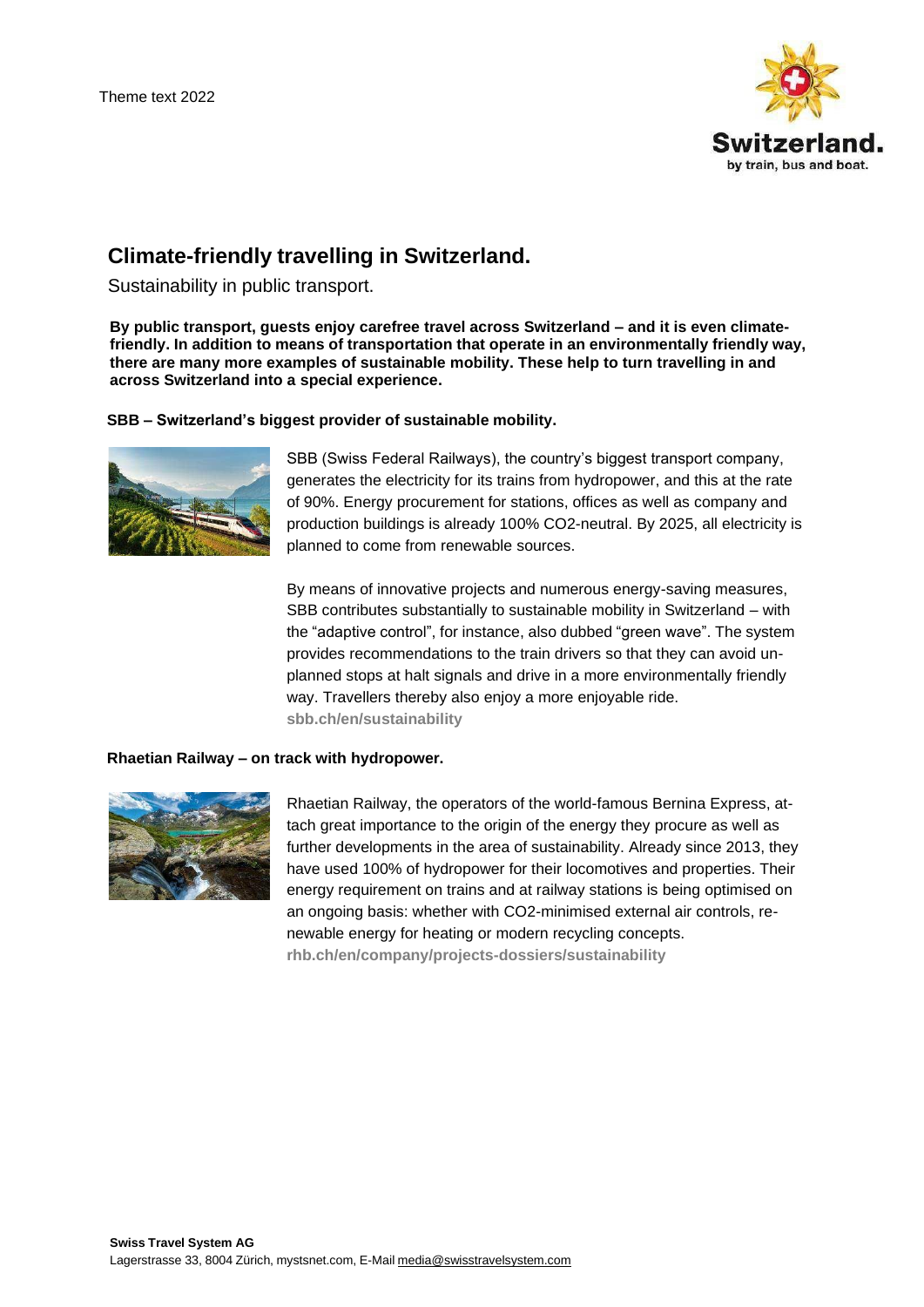Theme text 2022

# Climate-friendly travelling in Switzerland.

Sustainability in public transport.

**By public transport, guests enjoy carefree travel across Switzerland – and it is even climate-friendly. In addition to means of transportation that operate in an environmentally friendly way, there are many more examples of sustainable mobility. These help to turn travelling in and across Switzerland into a special experience.**

### SBB – Switzerland's biggest provider of sustainable mobility.

SBB (Swiss Federal Railways), the country's biggest transport company, generates the electricity for its trains from hydropower, and this at the rate of 90%. Energy procurement for stations, offices as well as company and production buildings is already 100% $CO_2$-neutral. By 2025, all electricity is planned to come from renewable sources.

By means of innovative projects and numerous energy-saving measures, SBB contributes substantially to sustainable mobility in Switzerland – with the "adaptive control", for instance, also dubbed "green wave". The system provides recommendations to the train drivers so that they can avoid unplanned stops at halt signals and drive in a more environmentally friendly way. Travellers thereby also enjoy a more enjoyable ride.
**sbb.ch/en/sustainability**

### Rhaetian Railway – on track with hydropower.

Rhaetian Railway, the operators of the world-famous Bernina Express, attach great importance to the origin of the energy they procure as well as further developments in the area of sustainability. Already since 2013, they have used 100% of hydropower for their locomotives and properties. Their energy requirement on trains and at railway stations is being optimised on an ongoing basis: whether with $CO_2$-minimised external air controls, renewable energy for heating or modern recycling concepts.
**rhb.ch/en/company/projects-dossiers/sustainability**

**Swiss Travel System AG**
Lagerstrasse 33, 8004 Zürich, mystsnet.com, E-Mail media@swisstravelsystem.com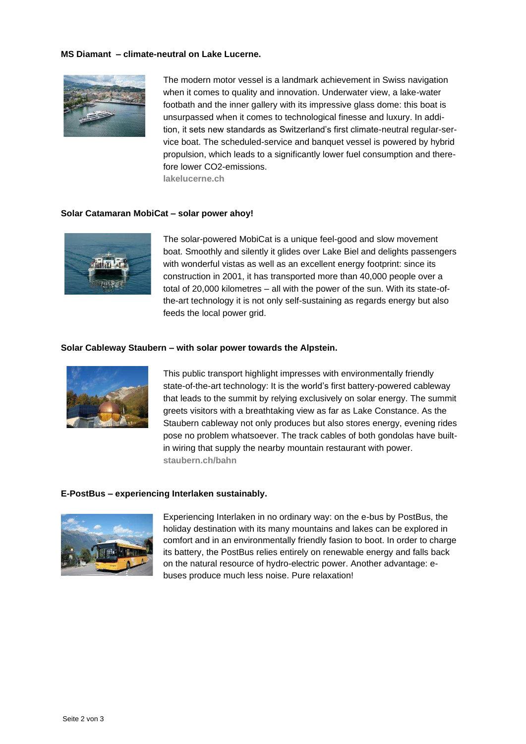**MS Diamant – climate-neutral on Lake Lucerne.**

The modern motor vessel is a landmark achievement in Swiss navigation when it comes to quality and innovation. Underwater view, a lake-water footbath and the inner gallery with its impressive glass dome: this boat is unsurpassed when it comes to technological finesse and luxury. In addition, it sets new standards as Switzerland's first climate-neutral regular-service boat. The scheduled-service and banquet vessel is powered by hybrid propulsion, which leads to a significantly lower fuel consumption and therefore lower $CO_2$-emissions.
**lakelucerne.ch**

**Solar Catamaran MobiCat – solar power ahoy!**

The solar-powered MobiCat is a unique feel-good and slow movement boat. Smoothly and silently it glides over Lake Biel and delights passengers with wonderful vistas as well as an excellent energy footprint: since its construction in 2001, it has transported more than 40,000 people over a total of 20,000 kilometres – all with the power of the sun. With its state-of-the-art technology it is not only self-sustaining as regards energy but also feeds the local power grid.

**Solar Cableway Staubern – with solar power towards the Alpstein.**

This public transport highlight impresses with environmentally friendly state-of-the-art technology: It is the world's first battery-powered cableway that leads to the summit by relying exclusively on solar energy. The summit greets visitors with a breathtaking view as far as Lake Constance. As the Staubern cableway not only produces but also stores energy, evening rides pose no problem whatsoever. The track cables of both gondolas have built-in wiring that supply the nearby mountain restaurant with power.
**staubern.ch/bahn**

**E-PostBus – experiencing Interlaken sustainably.**

Experiencing Interlaken in no ordinary way: on the e-bus by PostBus, the holiday destination with its many mountains and lakes can be explored in comfort and in an environmentally friendly fasion to boot. In order to charge its battery, the PostBus relies entirely on renewable energy and falls back on the natural resource of hydro-electric power. Another advantage: e-buses produce much less noise. Pure relaxation!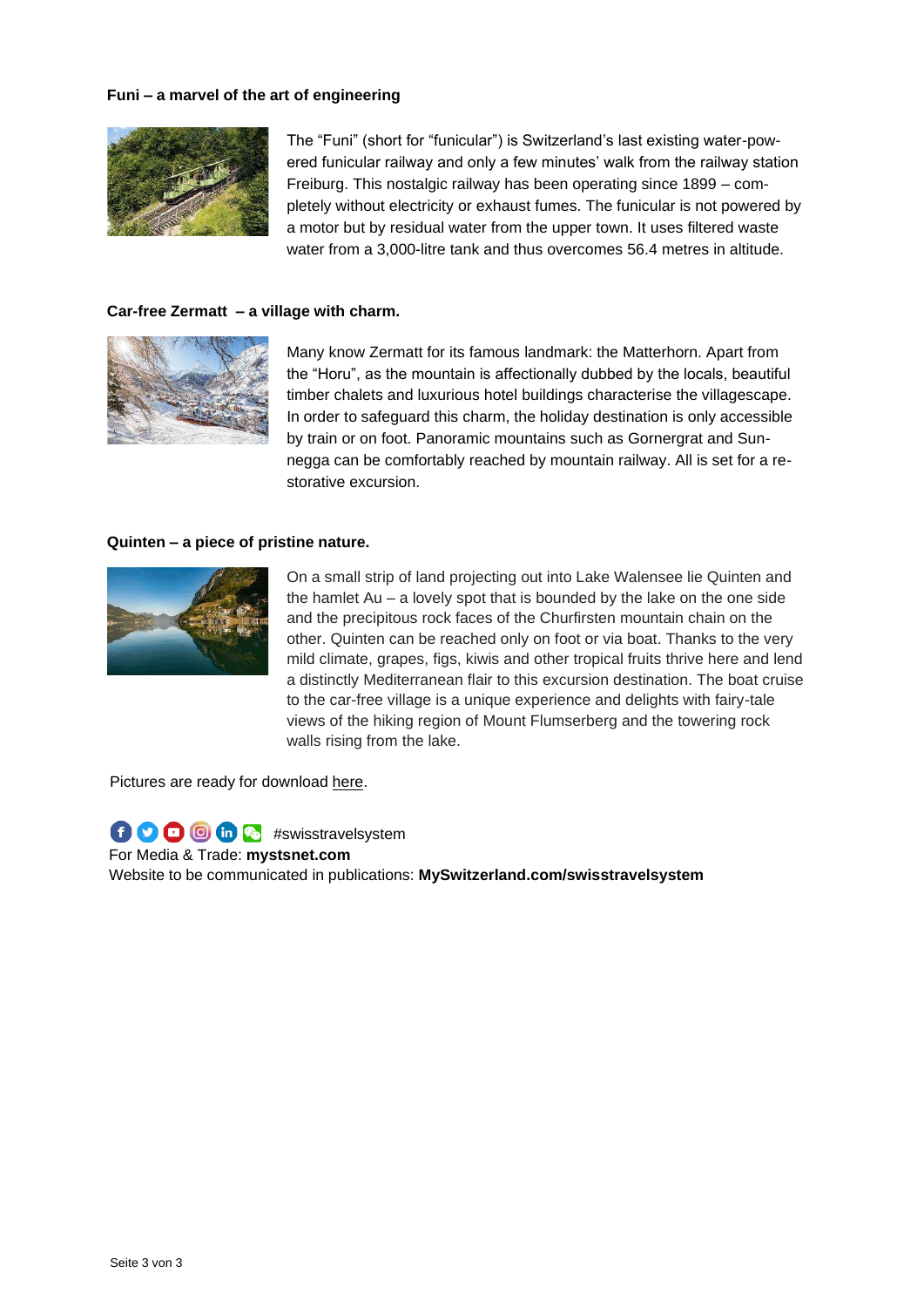**Funi – a marvel of the art of engineering**

The "Funi" (short for "funicular") is Switzerland's last existing water-powered funicular railway and only a few minutes' walk from the railway station Freiburg. This nostalgic railway has been operating since 1899 – completely without electricity or exhaust fumes. The funicular is not powered by a motor but by residual water from the upper town. It uses filtered waste water from a 3,000-litre tank and thus overcomes 56.4 metres in altitude.

**Car-free Zermatt – a village with charm.**

Many know Zermatt for its famous landmark: the Matterhorn. Apart from the "Horu", as the mountain is affectionally dubbed by the locals, beautiful timber chalets and luxurious hotel buildings characterise the villagescape. In order to safeguard this charm, the holiday destination is only accessible by train or on foot. Panoramic mountains such as Gornergrat and Sunnegga can be comfortably reached by mountain railway. All is set for a restorative excursion.

**Quinten – a piece of pristine nature.**

On a small strip of land projecting out into Lake Walensee lie Quinten and the hamlet Au – a lovely spot that is bounded by the lake on the one side and the precipitous rock faces of the Churfirsten mountain chain on the other. Quinten can be reached only on foot or via boat. Thanks to the very mild climate, grapes, figs, kiwis and other tropical fruits thrive here and lend a distinctly Mediterranean flair to this excursion destination. The boat cruise to the car-free village is a unique experience and delights with fairy-tale views of the hiking region of Mount Flumserberg and the towering rock walls rising from the lake.

Pictures are ready for download here.

#swisstravelsystem

For Media & Trade: **mystsnet.com**

Website to be communicated in publications: **MySwitzerland.com/swisstravelsystem**